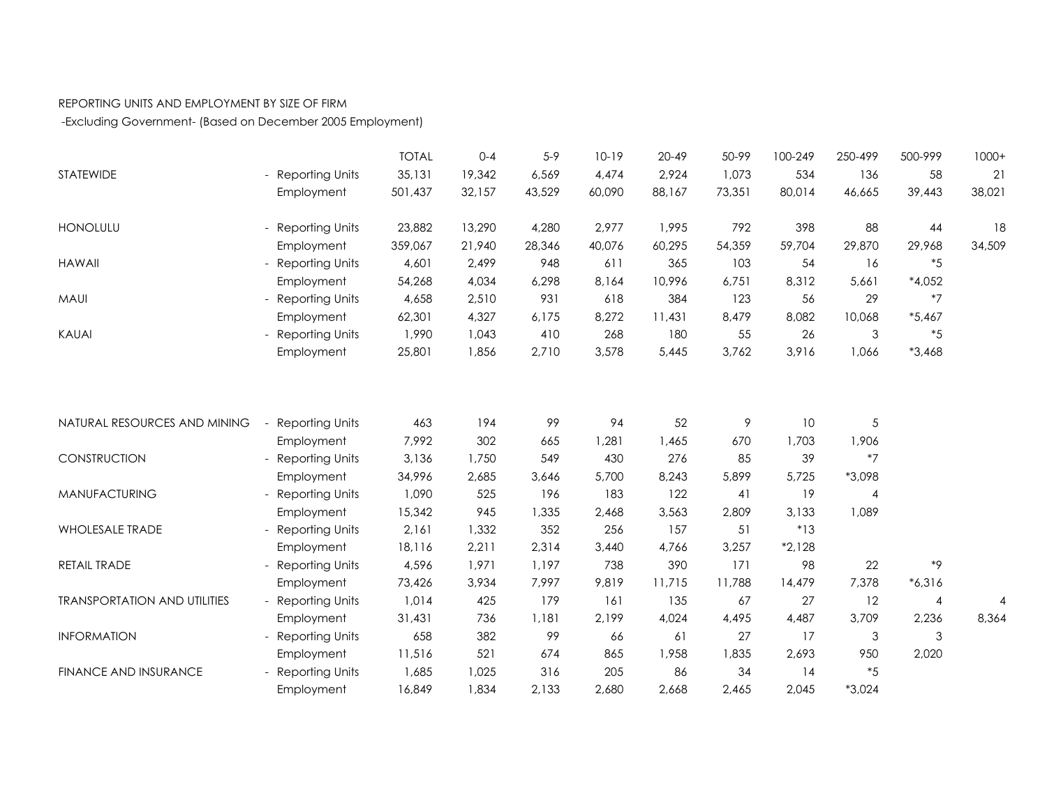REPORTING UNITS AND EMPLOYMENT BY SIZE OF FIRM

-Excluding Government- (Based on December 2005 Employment)

| | | TOTAL | 0-4 | 5-9 | 10-19 | 20-49 | 50-99 | 100-249 | 250-499 | 500-999 | 1000+ |
|---|---|---|---|---|---|---|---|---|---|---|---|
| STATEWIDE | - Reporting Units | 35,131 | 19,342 | 6,569 | 4,474 | 2,924 | 1,073 | 534 | 136 | 58 | 21 |
| | Employment | 501,437 | 32,157 | 43,529 | 60,090 | 88,167 | 73,351 | 80,014 | 46,665 | 39,443 | 38,021 |
| HONOLULU | - Reporting Units | 23,882 | 13,290 | 4,280 | 2,977 | 1,995 | 792 | 398 | 88 | 44 | 18 |
| | Employment | 359,067 | 21,940 | 28,346 | 40,076 | 60,295 | 54,359 | 59,704 | 29,870 | 29,968 | 34,509 |
| HAWAII | - Reporting Units | 4,601 | 2,499 | 948 | 611 | 365 | 103 | 54 | 16 | *5 | |
| | Employment | 54,268 | 4,034 | 6,298 | 8,164 | 10,996 | 6,751 | 8,312 | 5,661 | *4,052 | |
| MAUI | - Reporting Units | 4,658 | 2,510 | 931 | 618 | 384 | 123 | 56 | 29 | *7 | |
| | Employment | 62,301 | 4,327 | 6,175 | 8,272 | 11,431 | 8,479 | 8,082 | 10,068 | *5,467 | |
| KAUAI | - Reporting Units | 1,990 | 1,043 | 410 | 268 | 180 | 55 | 26 | 3 | *5 | |
| | Employment | 25,801 | 1,856 | 2,710 | 3,578 | 5,445 | 3,762 | 3,916 | 1,066 | *3,468 | |
| NATURAL RESOURCES AND MINING | - Reporting Units | 463 | 194 | 99 | 94 | 52 | 9 | 10 | 5 | | |
| | Employment | 7,992 | 302 | 665 | 1,281 | 1,465 | 670 | 1,703 | 1,906 | | |
| CONSTRUCTION | - Reporting Units | 3,136 | 1,750 | 549 | 430 | 276 | 85 | 39 | *7 | | |
| | Employment | 34,996 | 2,685 | 3,646 | 5,700 | 8,243 | 5,899 | 5,725 | *3,098 | | |
| MANUFACTURING | - Reporting Units | 1,090 | 525 | 196 | 183 | 122 | 41 | 19 | 4 | | |
| | Employment | 15,342 | 945 | 1,335 | 2,468 | 3,563 | 2,809 | 3,133 | 1,089 | | |
| WHOLESALE TRADE | - Reporting Units | 2,161 | 1,332 | 352 | 256 | 157 | 51 | *13 | | | |
| | Employment | 18,116 | 2,211 | 2,314 | 3,440 | 4,766 | 3,257 | *2,128 | | | |
| RETAIL TRADE | - Reporting Units | 4,596 | 1,971 | 1,197 | 738 | 390 | 171 | 98 | 22 | *9 | |
| | Employment | 73,426 | 3,934 | 7,997 | 9,819 | 11,715 | 11,788 | 14,479 | 7,378 | *6,316 | |
| TRANSPORTATION AND UTILITIES | - Reporting Units | 1,014 | 425 | 179 | 161 | 135 | 67 | 27 | 12 | 4 | 4 |
| | Employment | 31,431 | 736 | 1,181 | 2,199 | 4,024 | 4,495 | 4,487 | 3,709 | 2,236 | 8,364 |
| INFORMATION | - Reporting Units | 658 | 382 | 99 | 66 | 61 | 27 | 17 | 3 | 3 | |
| | Employment | 11,516 | 521 | 674 | 865 | 1,958 | 1,835 | 2,693 | 950 | 2,020 | |
| FINANCE AND INSURANCE | - Reporting Units | 1,685 | 1,025 | 316 | 205 | 86 | 34 | 14 | *5 | | |
| | Employment | 16,849 | 1,834 | 2,133 | 2,680 | 2,668 | 2,465 | 2,045 | *3,024 | | |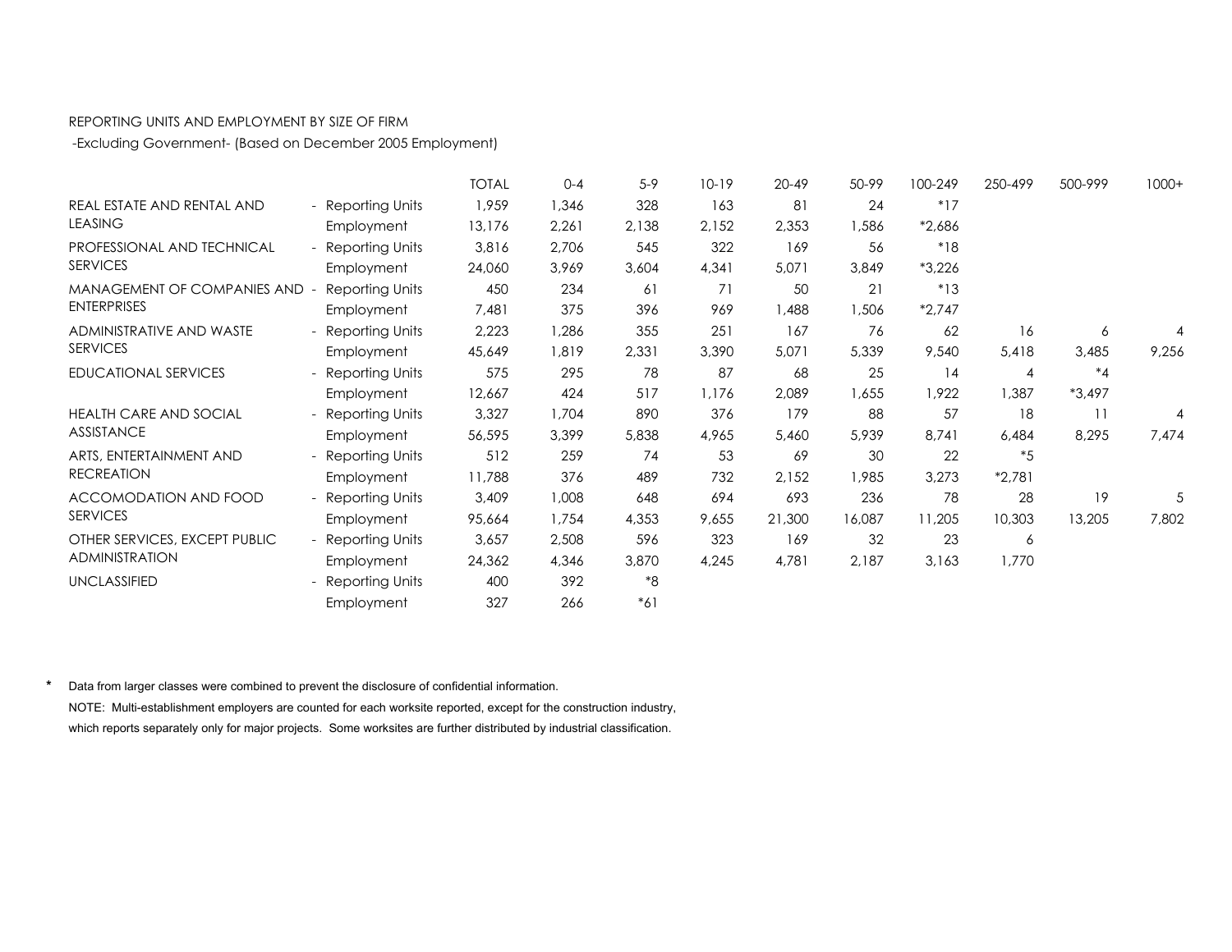REPORTING UNITS AND EMPLOYMENT BY SIZE OF FIRM

-Excluding Government- (Based on December 2005 Employment)

| | | TOTAL | 0-4 | 5-9 | 10-19 | 20-49 | 50-99 | 100-249 | 250-499 | 500-999 | 1000+ |
|---|---|---|---|---|---|---|---|---|---|---|---|
| REAL ESTATE AND RENTAL AND LEASING | - Reporting Units | 1,959 | 1,346 | 328 | 163 | 81 | 24 | *17 | | | |
| | Employment | 13,176 | 2,261 | 2,138 | 2,152 | 2,353 | 1,586 | *2,686 | | | |
| PROFESSIONAL AND TECHNICAL SERVICES | - Reporting Units | 3,816 | 2,706 | 545 | 322 | 169 | 56 | *18 | | | |
| | Employment | 24,060 | 3,969 | 3,604 | 4,341 | 5,071 | 3,849 | *3,226 | | | |
| MANAGEMENT OF COMPANIES AND ENTERPRISES | - Reporting Units | 450 | 234 | 61 | 71 | 50 | 21 | *13 | | | |
| | Employment | 7,481 | 375 | 396 | 969 | 1,488 | 1,506 | *2,747 | | | |
| ADMINISTRATIVE AND WASTE SERVICES | - Reporting Units | 2,223 | 1,286 | 355 | 251 | 167 | 76 | 62 | 16 | 6 | 4 |
| | Employment | 45,649 | 1,819 | 2,331 | 3,390 | 5,071 | 5,339 | 9,540 | 5,418 | 3,485 | 9,256 |
| EDUCATIONAL SERVICES | - Reporting Units | 575 | 295 | 78 | 87 | 68 | 25 | 14 | 4 | *4 | |
| | Employment | 12,667 | 424 | 517 | 1,176 | 2,089 | 1,655 | 1,922 | 1,387 | *3,497 | |
| HEALTH CARE AND SOCIAL ASSISTANCE | - Reporting Units | 3,327 | 1,704 | 890 | 376 | 179 | 88 | 57 | 18 | 11 | 4 |
| | Employment | 56,595 | 3,399 | 5,838 | 4,965 | 5,460 | 5,939 | 8,741 | 6,484 | 8,295 | 7,474 |
| ARTS, ENTERTAINMENT AND RECREATION | - Reporting Units | 512 | 259 | 74 | 53 | 69 | 30 | 22 | *5 | | |
| | Employment | 11,788 | 376 | 489 | 732 | 2,152 | 1,985 | 3,273 | *2,781 | | |
| ACCOMODATION AND FOOD SERVICES | - Reporting Units | 3,409 | 1,008 | 648 | 694 | 693 | 236 | 78 | 28 | 19 | 5 |
| | Employment | 95,664 | 1,754 | 4,353 | 9,655 | 21,300 | 16,087 | 11,205 | 10,303 | 13,205 | 7,802 |
| OTHER SERVICES, EXCEPT PUBLIC ADMINISTRATION | - Reporting Units | 3,657 | 2,508 | 596 | 323 | 169 | 32 | 23 | 6 | | |
| | Employment | 24,362 | 4,346 | 3,870 | 4,245 | 4,781 | 2,187 | 3,163 | 1,770 | | |
| UNCLASSIFIED | - Reporting Units | 400 | 392 | *8 | | | | | | | |
| | Employment | 327 | 266 | *61 | | | | | | | |

\* Data from larger classes were combined to prevent the disclosure of confidential information.

NOTE: Multi-establishment employers are counted for each worksite reported, except for the construction industry, which reports separately only for major projects. Some worksites are further distributed by industrial classification.